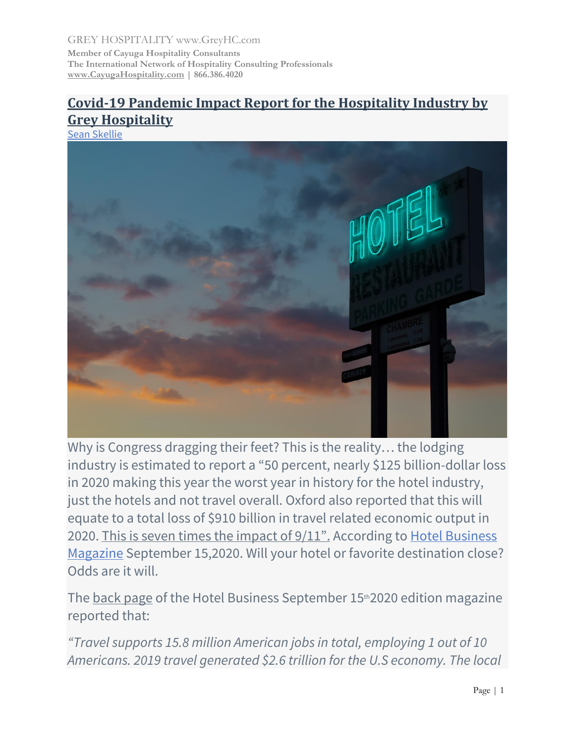GREY HOSPITALITY www.GreyHC.com

**Member of Cayuga Hospitality Consultants**
**The International Network of Hospitality Consulting Professionals**
**www.CayugaHospitality.com | 866.386.4020**

# Covid-19 Pandemic Impact Report for the Hospitality Industry by Grey Hospitality

Sean Skellie

Why is Congress dragging their feet? This is the reality… the lodging industry is estimated to report a "50 percent, nearly $125 billion-dollar loss in 2020 making this year the worst year in history for the hotel industry, just the hotels and not travel overall. Oxford also reported that this will equate to a total loss of $910 billion in travel related economic output in 2020. This is seven times the impact of 9/11". According to Hotel Business Magazine September 15,2020. Will your hotel or favorite destination close? Odds are it will.

The back page of the Hotel Business September 15th 2020 edition magazine reported that:

*"Travel supports 15.8 million American jobs in total, employing 1 out of 10 Americans. 2019 travel generated $2.6 trillion for the U.S economy. The local*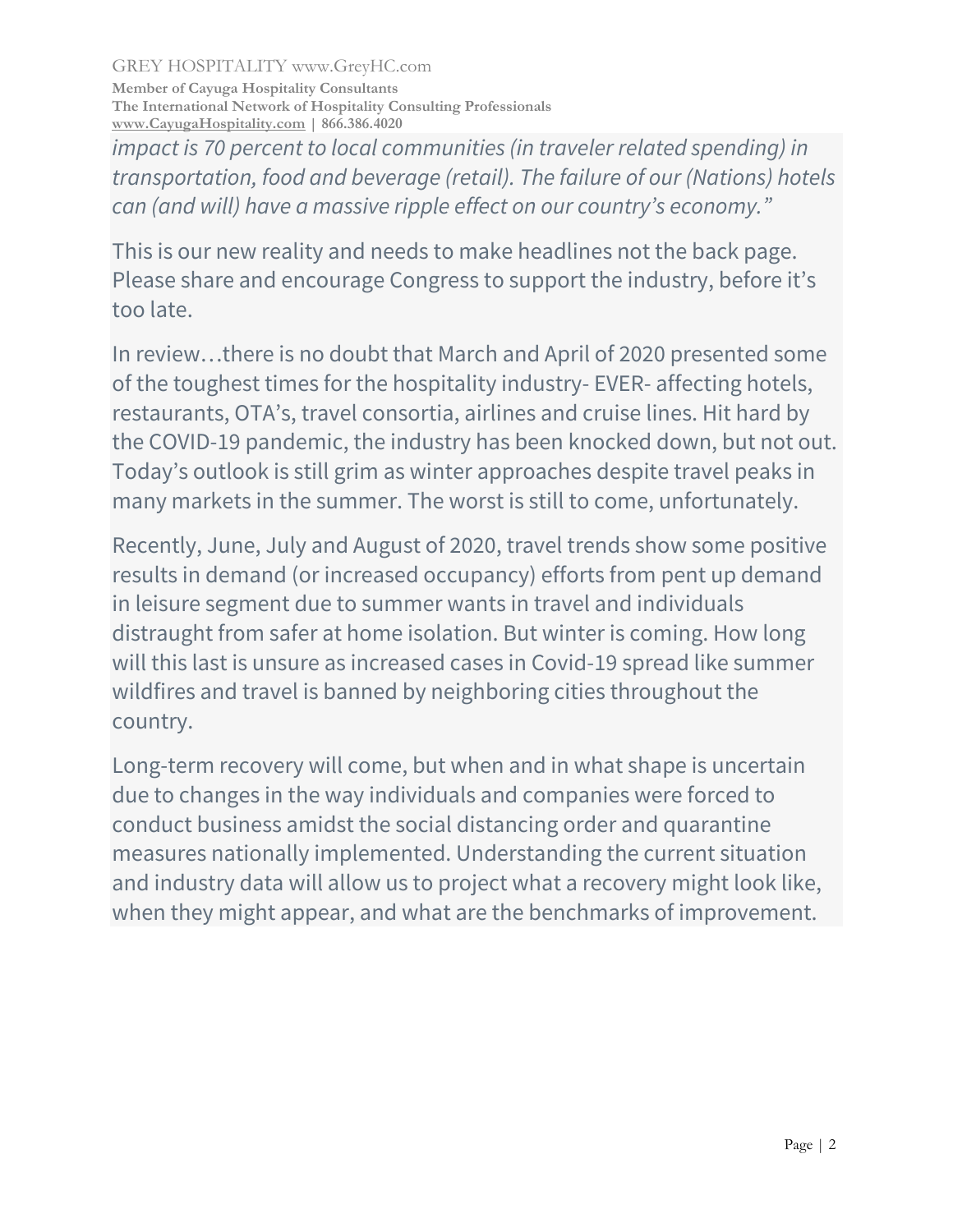*impact is 70 percent to local communities (in traveler related spending) in transportation, food and beverage (retail). The failure of our (Nations) hotels can (and will) have a massive ripple effect on our country's economy."*

This is our new reality and needs to make headlines not the back page. Please share and encourage Congress to support the industry, before it's too late.

In review…there is no doubt that March and April of 2020 presented some of the toughest times for the hospitality industry- EVER- affecting hotels, restaurants, OTA's, travel consortia, airlines and cruise lines. Hit hard by the COVID-19 pandemic, the industry has been knocked down, but not out. Today's outlook is still grim as winter approaches despite travel peaks in many markets in the summer. The worst is still to come, unfortunately.

Recently, June, July and August of 2020, travel trends show some positive results in demand (or increased occupancy) efforts from pent up demand in leisure segment due to summer wants in travel and individuals distraught from safer at home isolation. But winter is coming. How long will this last is unsure as increased cases in Covid-19 spread like summer wildfires and travel is banned by neighboring cities throughout the country.

Long-term recovery will come, but when and in what shape is uncertain due to changes in the way individuals and companies were forced to conduct business amidst the social distancing order and quarantine measures nationally implemented. Understanding the current situation and industry data will allow us to project what a recovery might look like, when they might appear, and what are the benchmarks of improvement.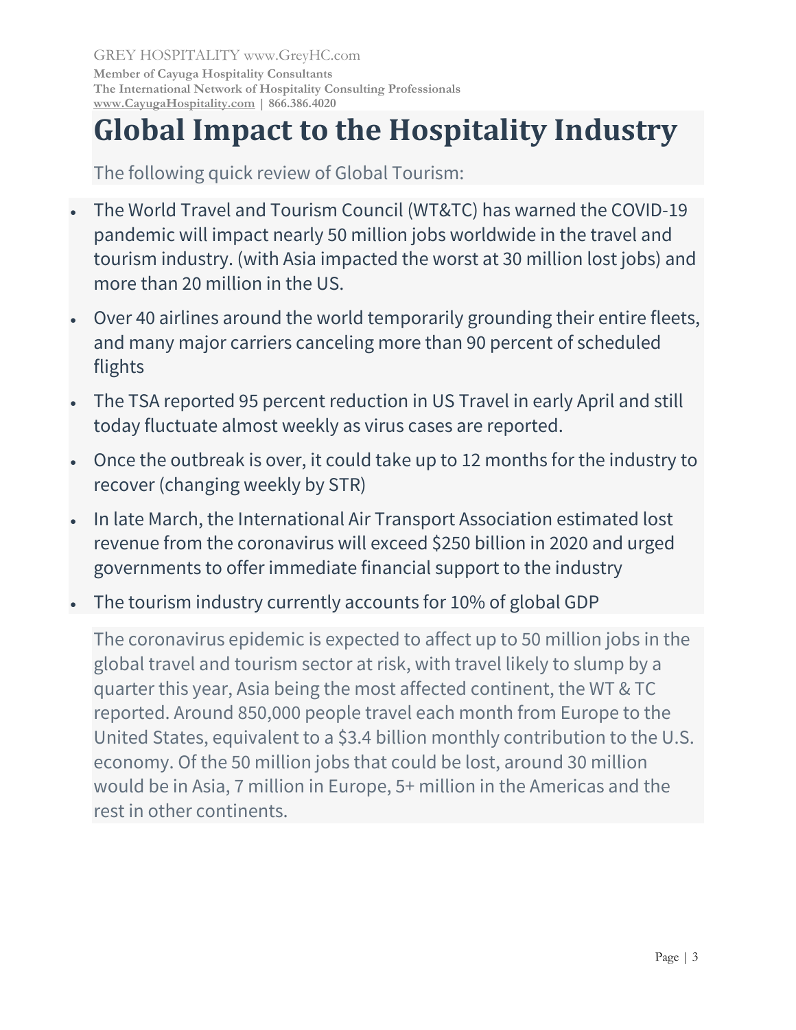# Global Impact to the Hospitality Industry

The following quick review of Global Tourism:

- The World Travel and Tourism Council (WT&TC) has warned the COVID-19 pandemic will impact nearly 50 million jobs worldwide in the travel and tourism industry. (with Asia impacted the worst at 30 million lost jobs) and more than 20 million in the US.
- Over 40 airlines around the world temporarily grounding their entire fleets, and many major carriers canceling more than 90 percent of scheduled flights
- The TSA reported 95 percent reduction in US Travel in early April and still today fluctuate almost weekly as virus cases are reported.
- Once the outbreak is over, it could take up to 12 months for the industry to recover (changing weekly by STR)
- In late March, the International Air Transport Association estimated lost revenue from the coronavirus will exceed $250 billion in 2020 and urged governments to offer immediate financial support to the industry
- The tourism industry currently accounts for 10% of global GDP

The coronavirus epidemic is expected to affect up to 50 million jobs in the global travel and tourism sector at risk, with travel likely to slump by a quarter this year, Asia being the most affected continent, the WT & TC reported. Around 850,000 people travel each month from Europe to the United States, equivalent to a $3.4 billion monthly contribution to the U.S. economy. Of the 50 million jobs that could be lost, around 30 million would be in Asia, 7 million in Europe, 5+ million in the Americas and the rest in other continents.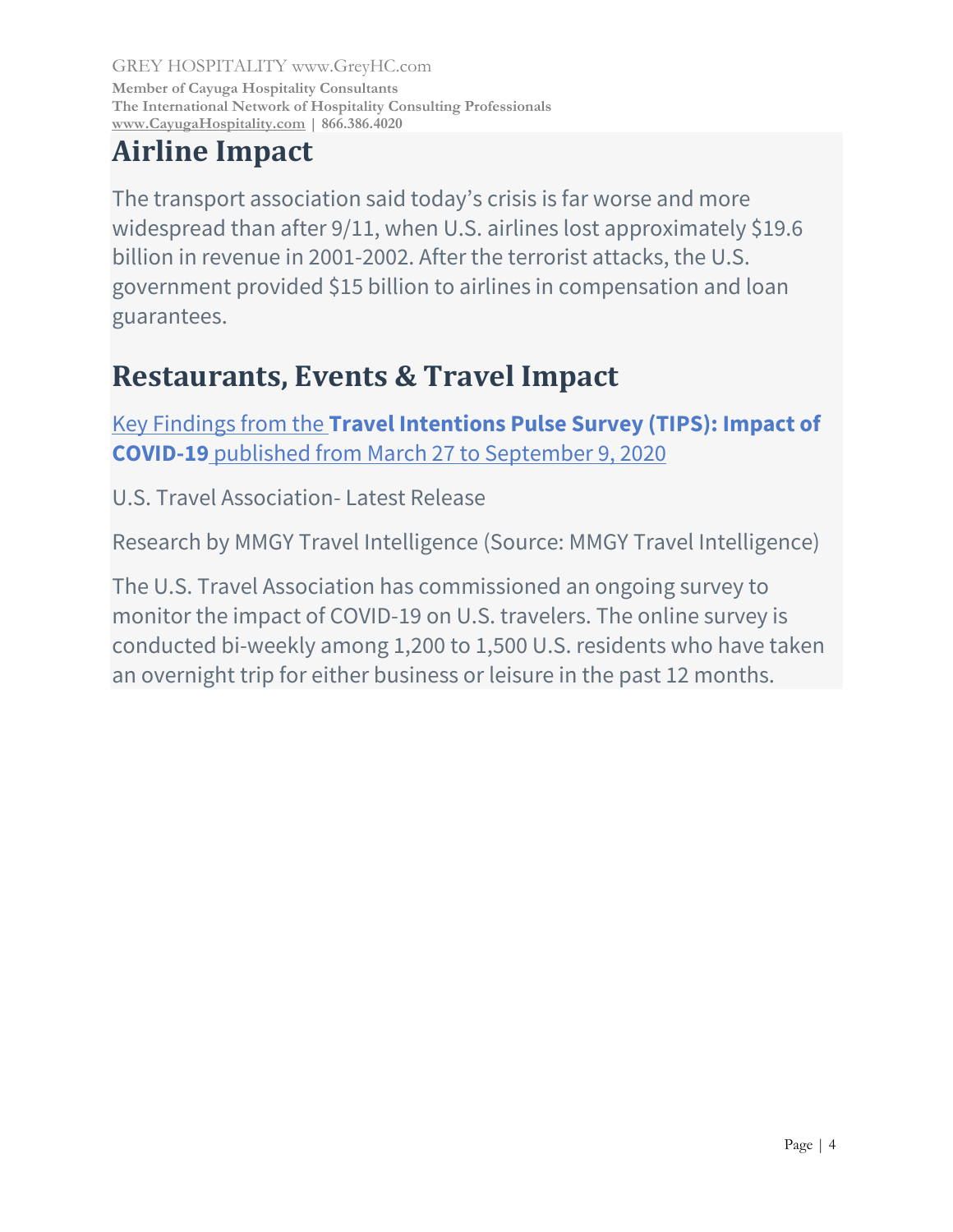## Airline Impact

The transport association said today's crisis is far worse and more widespread than after 9/11, when U.S. airlines lost approximately $19.6 billion in revenue in 2001-2002. After the terrorist attacks, the U.S. government provided $15 billion to airlines in compensation and loan guarantees.

## Restaurants, Events & Travel Impact

Key Findings from the **Travel Intentions Pulse Survey (TIPS): Impact of COVID-19** published from March 27 to September 9, 2020

U.S. Travel Association- Latest Release

Research by MMGY Travel Intelligence (Source: MMGY Travel Intelligence)

The U.S. Travel Association has commissioned an ongoing survey to monitor the impact of COVID-19 on U.S. travelers. The online survey is conducted bi-weekly among 1,200 to 1,500 U.S. residents who have taken an overnight trip for either business or leisure in the past 12 months.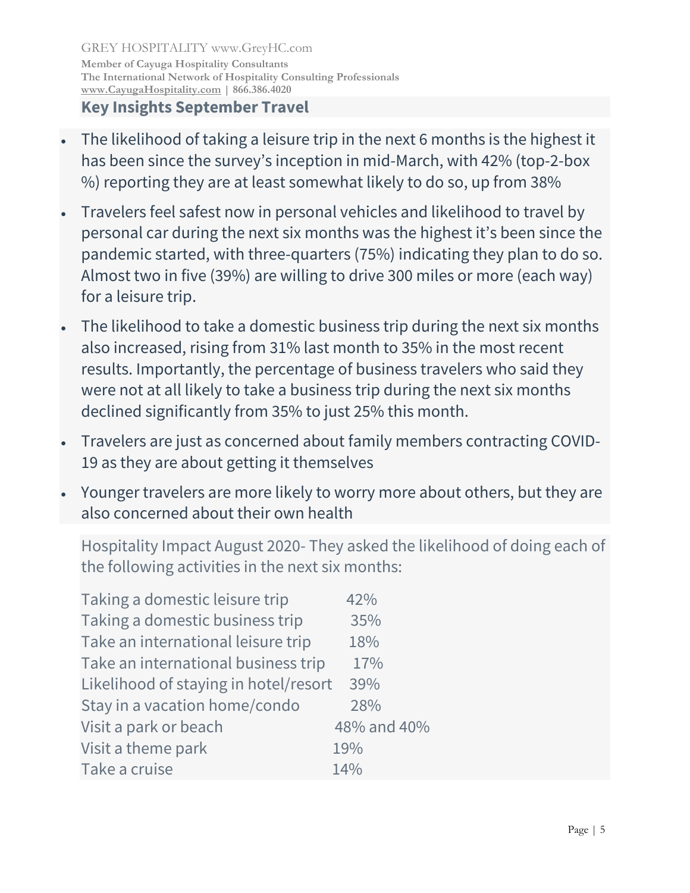## Key Insights September Travel

- The likelihood of taking a leisure trip in the next 6 months is the highest it has been since the survey's inception in mid-March, with 42% (top-2-box %) reporting they are at least somewhat likely to do so, up from 38%
- Travelers feel safest now in personal vehicles and likelihood to travel by personal car during the next six months was the highest it's been since the pandemic started, with three-quarters (75%) indicating they plan to do so. Almost two in five (39%) are willing to drive 300 miles or more (each way) for a leisure trip.
- The likelihood to take a domestic business trip during the next six months also increased, rising from 31% last month to 35% in the most recent results. Importantly, the percentage of business travelers who said they were not at all likely to take a business trip during the next six months declined significantly from 35% to just 25% this month.
- Travelers are just as concerned about family members contracting COVID-19 as they are about getting it themselves
- Younger travelers are more likely to worry more about others, but they are also concerned about their own health

Hospitality Impact August 2020- They asked the likelihood of doing each of the following activities in the next six months:

| | |
|---|---|
| Taking a domestic leisure trip | 42% |
| Taking a domestic business trip | 35% |
| Take an international leisure trip | 18% |
| Take an international business trip | 17% |
| Likelihood of staying in hotel/resort | 39% |
| Stay in a vacation home/condo | 28% |
| Visit a park or beach | 48% and 40% |
| Visit a theme park | 19% |
| Take a cruise | 14% |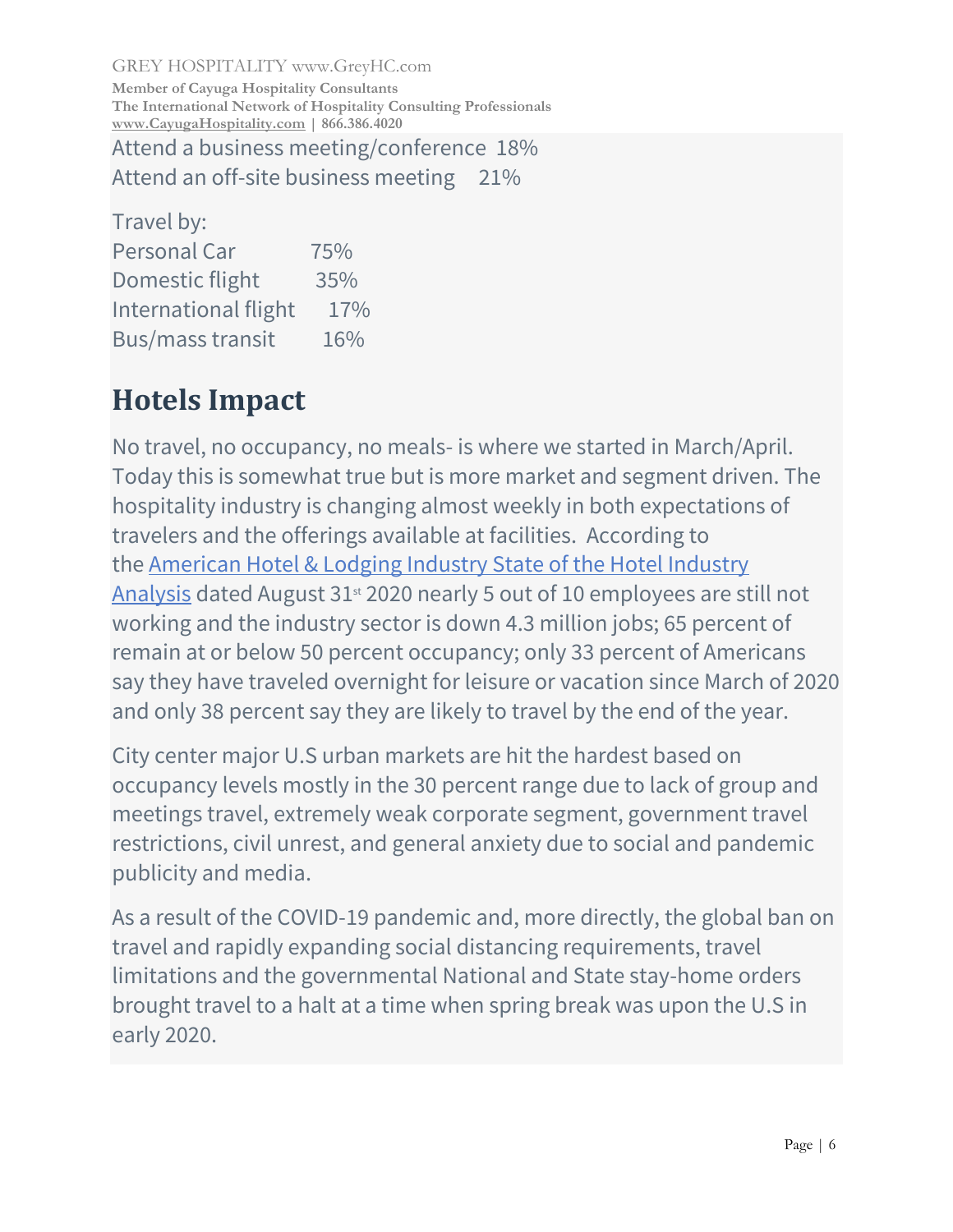Attend a business meeting/conference 18%
Attend an off-site business meeting 21%

Travel by:
Personal Car 75%
Domestic flight 35%
International flight 17%
Bus/mass transit 16%

## Hotels Impact

No travel, no occupancy, no meals- is where we started in March/April. Today this is somewhat true but is more market and segment driven. The hospitality industry is changing almost weekly in both expectations of travelers and the offerings available at facilities. According to the American Hotel & Lodging Industry State of the Hotel Industry Analysis dated August 31st 2020 nearly 5 out of 10 employees are still not working and the industry sector is down 4.3 million jobs; 65 percent of remain at or below 50 percent occupancy; only 33 percent of Americans say they have traveled overnight for leisure or vacation since March of 2020 and only 38 percent say they are likely to travel by the end of the year.

City center major U.S urban markets are hit the hardest based on occupancy levels mostly in the 30 percent range due to lack of group and meetings travel, extremely weak corporate segment, government travel restrictions, civil unrest, and general anxiety due to social and pandemic publicity and media.

As a result of the COVID-19 pandemic and, more directly, the global ban on travel and rapidly expanding social distancing requirements, travel limitations and the governmental National and State stay-home orders brought travel to a halt at a time when spring break was upon the U.S in early 2020.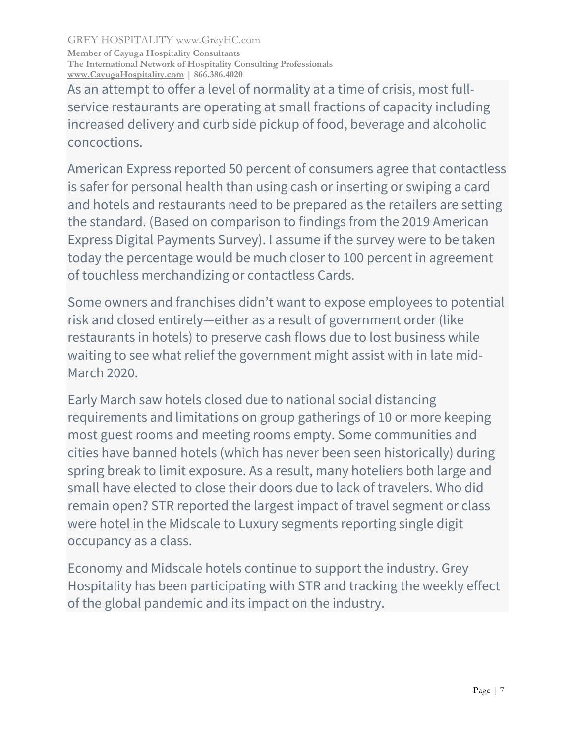As an attempt to offer a level of normality at a time of crisis, most full-service restaurants are operating at small fractions of capacity including increased delivery and curb side pickup of food, beverage and alcoholic concoctions.

American Express reported 50 percent of consumers agree that contactless is safer for personal health than using cash or inserting or swiping a card and hotels and restaurants need to be prepared as the retailers are setting the standard. (Based on comparison to findings from the 2019 American Express Digital Payments Survey). I assume if the survey were to be taken today the percentage would be much closer to 100 percent in agreement of touchless merchandizing or contactless Cards.

Some owners and franchises didn't want to expose employees to potential risk and closed entirely—either as a result of government order (like restaurants in hotels) to preserve cash flows due to lost business while waiting to see what relief the government might assist with in late mid-March 2020.

Early March saw hotels closed due to national social distancing requirements and limitations on group gatherings of 10 or more keeping most guest rooms and meeting rooms empty. Some communities and cities have banned hotels (which has never been seen historically) during spring break to limit exposure. As a result, many hoteliers both large and small have elected to close their doors due to lack of travelers. Who did remain open? STR reported the largest impact of travel segment or class were hotel in the Midscale to Luxury segments reporting single digit occupancy as a class.

Economy and Midscale hotels continue to support the industry. Grey Hospitality has been participating with STR and tracking the weekly effect of the global pandemic and its impact on the industry.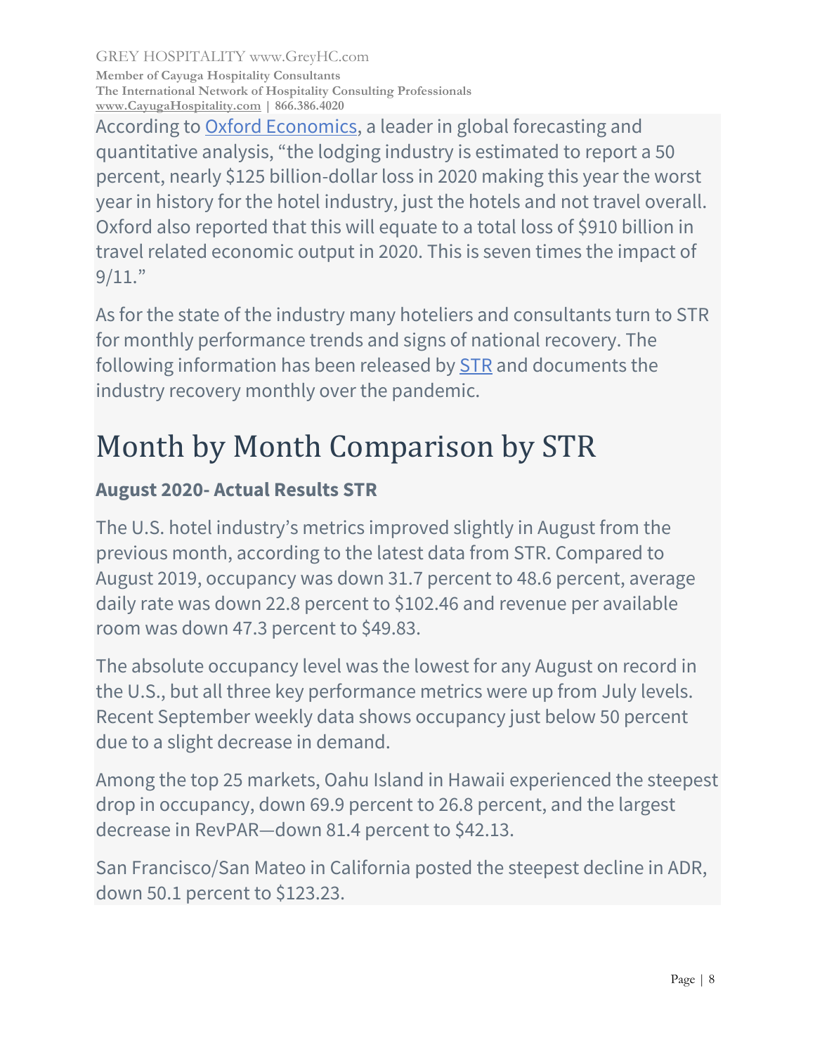According to Oxford Economics, a leader in global forecasting and quantitative analysis, "the lodging industry is estimated to report a 50 percent, nearly $125 billion-dollar loss in 2020 making this year the worst year in history for the hotel industry, just the hotels and not travel overall. Oxford also reported that this will equate to a total loss of $910 billion in travel related economic output in 2020. This is seven times the impact of 9/11."

As for the state of the industry many hoteliers and consultants turn to STR for monthly performance trends and signs of national recovery. The following information has been released by STR and documents the industry recovery monthly over the pandemic.

# Month by Month Comparison by STR

### August 2020- Actual Results STR

The U.S. hotel industry's metrics improved slightly in August from the previous month, according to the latest data from STR. Compared to August 2019, occupancy was down 31.7 percent to 48.6 percent, average daily rate was down 22.8 percent to $102.46 and revenue per available room was down 47.3 percent to $49.83.

The absolute occupancy level was the lowest for any August on record in the U.S., but all three key performance metrics were up from July levels. Recent September weekly data shows occupancy just below 50 percent due to a slight decrease in demand.

Among the top 25 markets, Oahu Island in Hawaii experienced the steepest drop in occupancy, down 69.9 percent to 26.8 percent, and the largest decrease in RevPAR—down 81.4 percent to $42.13.

San Francisco/San Mateo in California posted the steepest decline in ADR, down 50.1 percent to $123.23.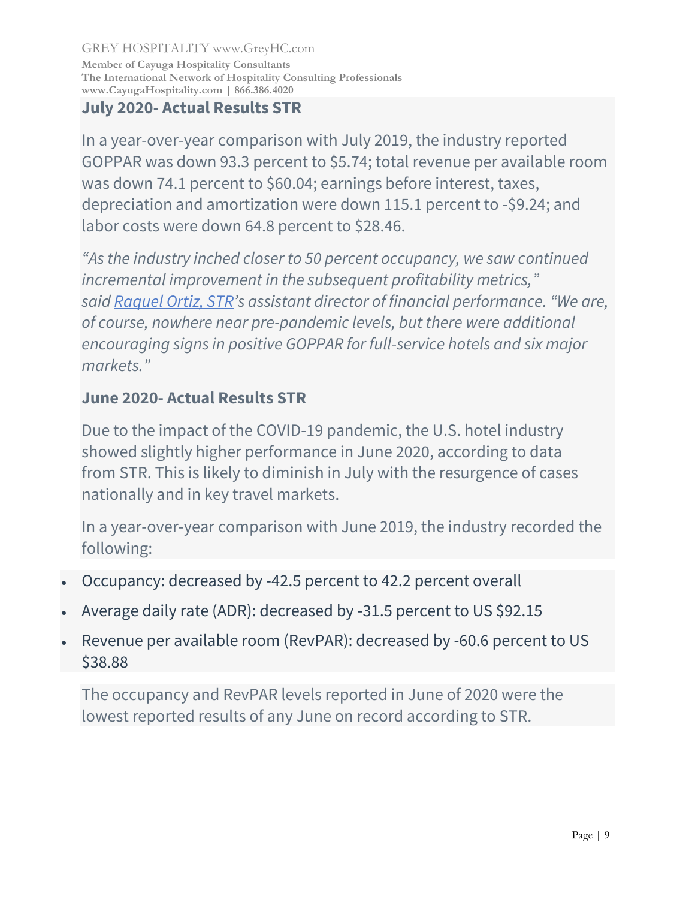## July 2020- Actual Results STR

In a year-over-year comparison with July 2019, the industry reported GOPPAR was down 93.3 percent to $5.74; total revenue per available room was down 74.1 percent to $60.04; earnings before interest, taxes, depreciation and amortization were down 115.1 percent to -$9.24; and labor costs were down 64.8 percent to $28.46.

*"As the industry inched closer to 50 percent occupancy, we saw continued incremental improvement in the subsequent profitability metrics," said [Raquel Ortiz, STR](https://)'s assistant director of financial performance. "We are, of course, nowhere near pre-pandemic levels, but there were additional encouraging signs in positive GOPPAR for full-service hotels and six major markets."*

## June 2020- Actual Results STR

Due to the impact of the COVID-19 pandemic, the U.S. hotel industry showed slightly higher performance in June 2020, according to data from STR. This is likely to diminish in July with the resurgence of cases nationally and in key travel markets.

In a year-over-year comparison with June 2019, the industry recorded the following:

- Occupancy: decreased by -42.5 percent to 42.2 percent overall
- Average daily rate (ADR): decreased by -31.5 percent to US $92.15
- Revenue per available room (RevPAR): decreased by -60.6 percent to US $38.88

The occupancy and RevPAR levels reported in June of 2020 were the lowest reported results of any June on record according to STR.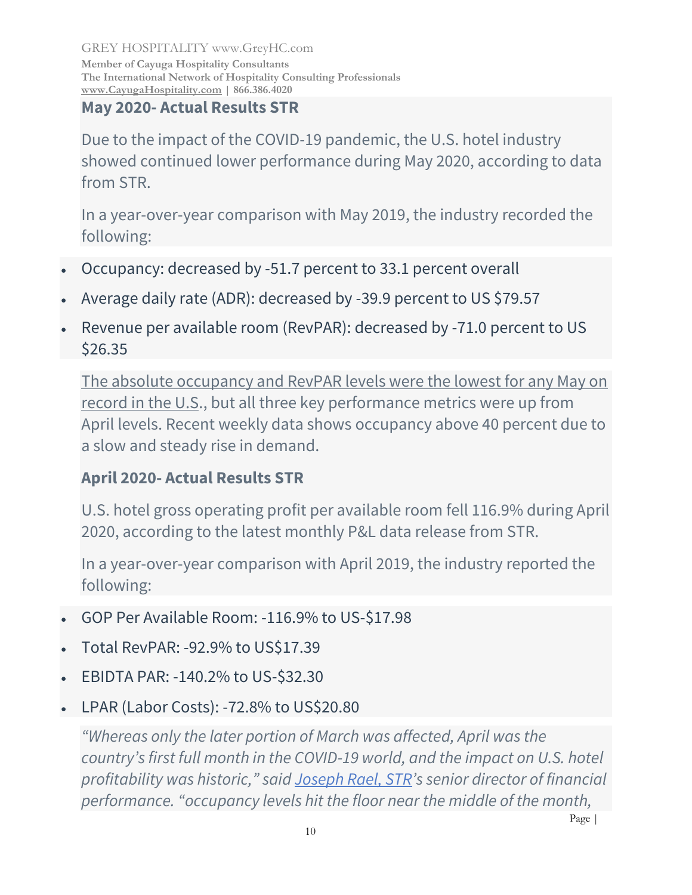## May 2020- Actual Results STR

Due to the impact of the COVID-19 pandemic, the U.S. hotel industry showed continued lower performance during May 2020, according to data from STR.

In a year-over-year comparison with May 2019, the industry recorded the following:

- Occupancy: decreased by -51.7 percent to 33.1 percent overall
- Average daily rate (ADR): decreased by -39.9 percent to US $79.57
- Revenue per available room (RevPAR): decreased by -71.0 percent to US $26.35

The absolute occupancy and RevPAR levels were the lowest for any May on record in the U.S., but all three key performance metrics were up from April levels. Recent weekly data shows occupancy above 40 percent due to a slow and steady rise in demand.

## April 2020- Actual Results STR

U.S. hotel gross operating profit per available room fell 116.9% during April 2020, according to the latest monthly P&L data release from STR.

In a year-over-year comparison with April 2019, the industry reported the following:

- GOP Per Available Room: -116.9% to US-$17.98
- Total RevPAR: -92.9% to US$17.39
- EBIDTA PAR: -140.2% to US-$32.30
- LPAR (Labor Costs): -72.8% to US$20.80

*"Whereas only the later portion of March was affected, April was the country's first full month in the COVID-19 world, and the impact on U.S. hotel profitability was historic," said Joseph Rael, STR's senior director of financial performance. "occupancy levels hit the floor near the middle of the month,*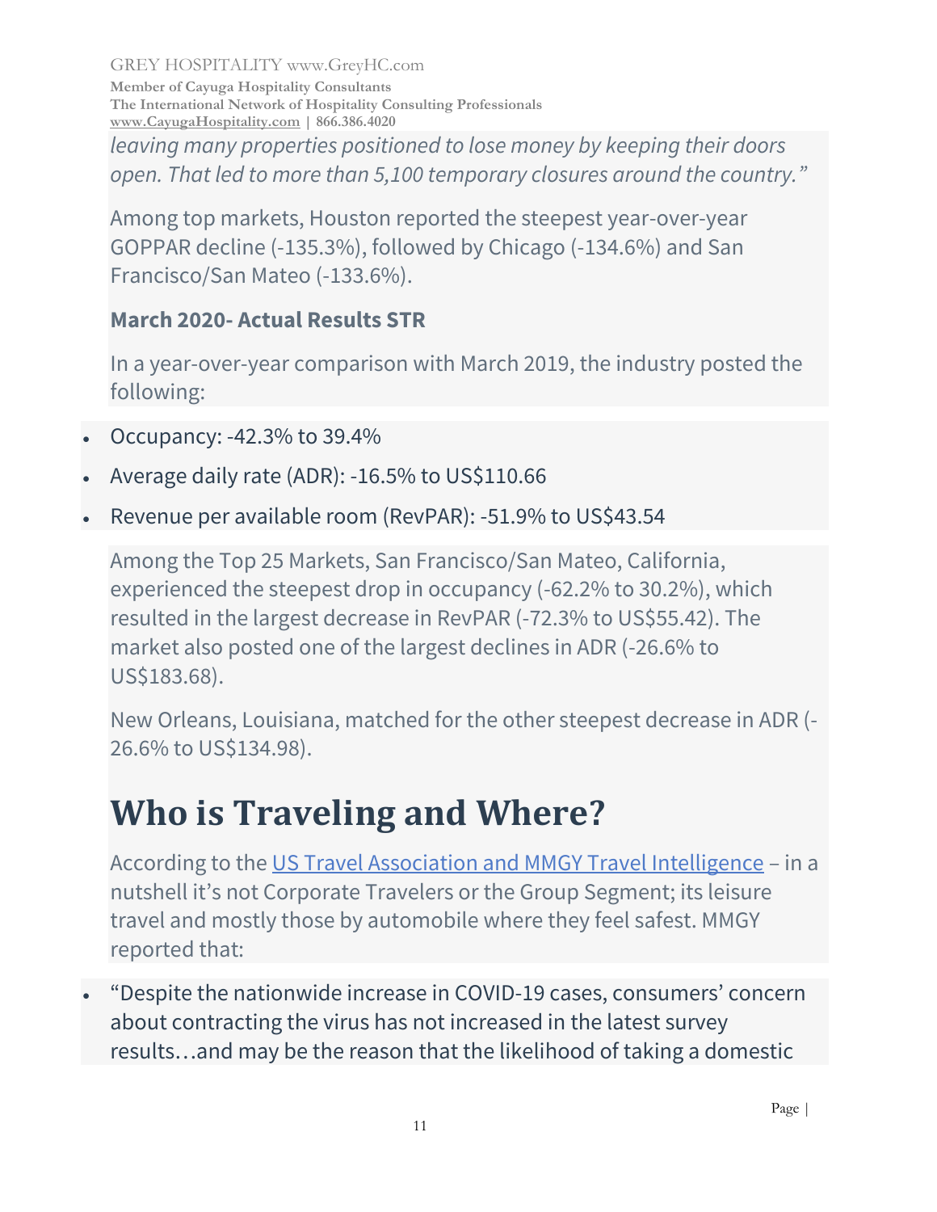*leaving many properties positioned to lose money by keeping their doors open. That led to more than 5,100 temporary closures around the country."*

Among top markets, Houston reported the steepest year-over-year GOPPAR decline (-135.3%), followed by Chicago (-134.6%) and San Francisco/San Mateo (-133.6%).

**March 2020- Actual Results STR**

In a year-over-year comparison with March 2019, the industry posted the following:

- Occupancy: -42.3% to 39.4%
- Average daily rate (ADR): -16.5% to US$110.66
- Revenue per available room (RevPAR): -51.9% to US$43.54

Among the Top 25 Markets, San Francisco/San Mateo, California, experienced the steepest drop in occupancy (-62.2% to 30.2%), which resulted in the largest decrease in RevPAR (-72.3% to US$55.42). The market also posted one of the largest declines in ADR (-26.6% to US$183.68).

New Orleans, Louisiana, matched for the other steepest decrease in ADR (-26.6% to US$134.98).

# Who is Traveling and Where?

According to the US Travel Association and MMGY Travel Intelligence – in a nutshell it's not Corporate Travelers or the Group Segment; its leisure travel and mostly those by automobile where they feel safest. MMGY reported that:

- "Despite the nationwide increase in COVID-19 cases, consumers' concern about contracting the virus has not increased in the latest survey results…and may be the reason that the likelihood of taking a domestic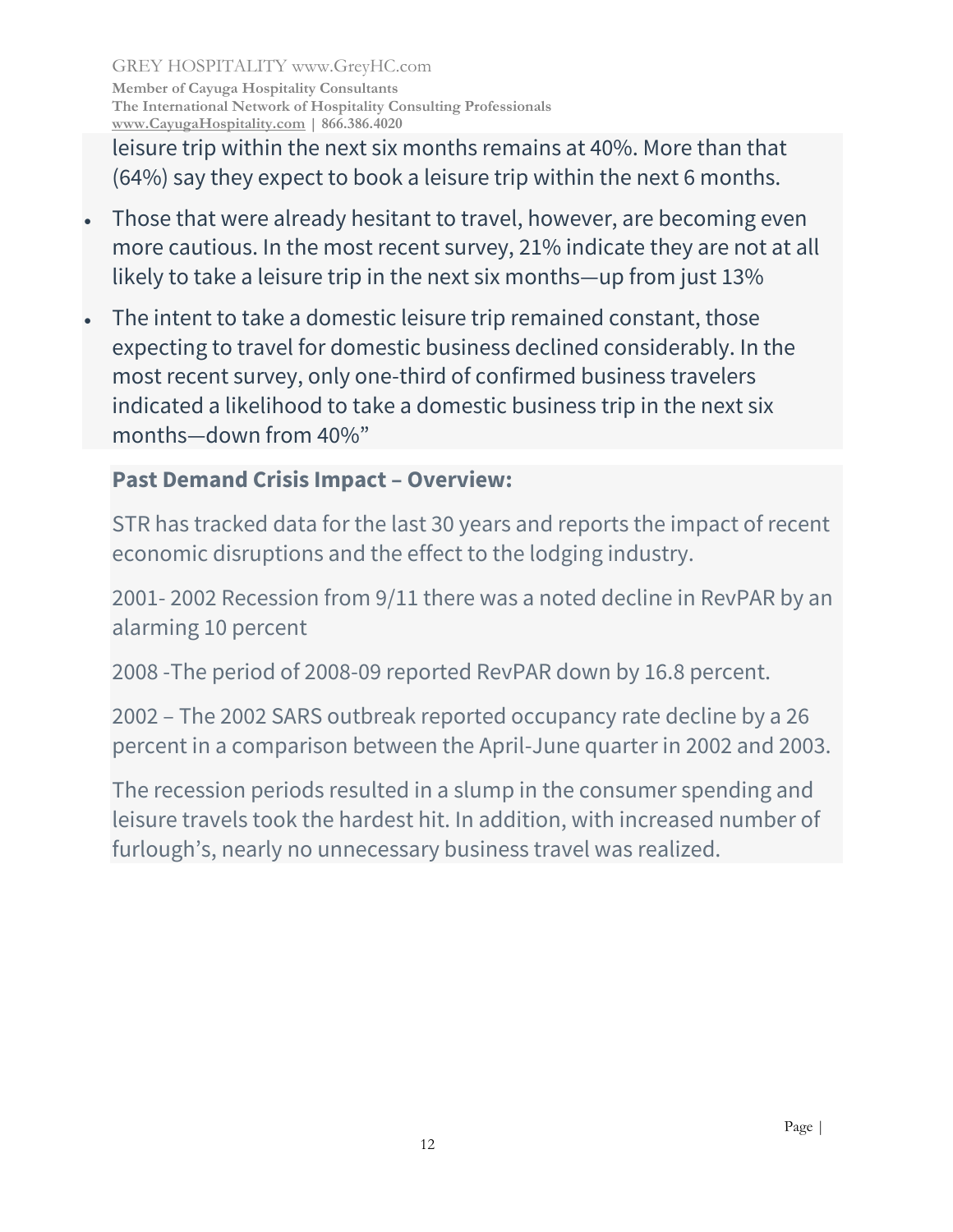leisure trip within the next six months remains at 40%. More than that (64%) say they expect to book a leisure trip within the next 6 months.

- Those that were already hesitant to travel, however, are becoming even more cautious. In the most recent survey, 21% indicate they are not at all likely to take a leisure trip in the next six months—up from just 13%
- The intent to take a domestic leisure trip remained constant, those expecting to travel for domestic business declined considerably. In the most recent survey, only one-third of confirmed business travelers indicated a likelihood to take a domestic business trip in the next six months—down from 40%"

**Past Demand Crisis Impact – Overview:**

STR has tracked data for the last 30 years and reports the impact of recent economic disruptions and the effect to the lodging industry.

2001- 2002 Recession from 9/11 there was a noted decline in RevPAR by an alarming 10 percent

2008 -The period of 2008-09 reported RevPAR down by 16.8 percent.

2002 – The 2002 SARS outbreak reported occupancy rate decline by a 26 percent in a comparison between the April-June quarter in 2002 and 2003.

The recession periods resulted in a slump in the consumer spending and leisure travels took the hardest hit. In addition, with increased number of furlough's, nearly no unnecessary business travel was realized.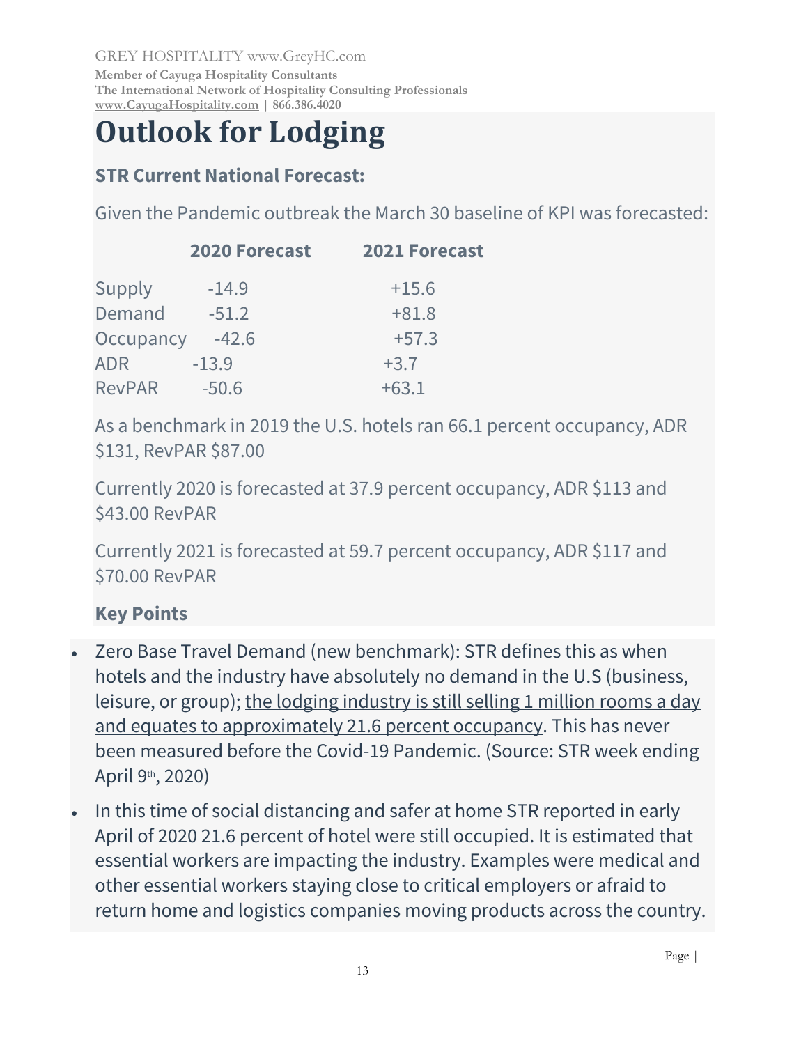# Outlook for Lodging

### STR Current National Forecast:

Given the Pandemic outbreak the March 30 baseline of KPI was forecasted:

| | 2020 Forecast | 2021 Forecast |
|---|---|---|
| Supply | -14.9 | +15.6 |
| Demand | -51.2 | +81.8 |
| Occupancy | -42.6 | +57.3 |
| ADR | -13.9 | +3.7 |
| RevPAR | -50.6 | +63.1 |

As a benchmark in 2019 the U.S. hotels ran 66.1 percent occupancy, ADR $131, RevPAR $87.00

Currently 2020 is forecasted at 37.9 percent occupancy, ADR $113 and $43.00 RevPAR

Currently 2021 is forecasted at 59.7 percent occupancy, ADR $117 and $70.00 RevPAR

### Key Points

- Zero Base Travel Demand (new benchmark): STR defines this as when hotels and the industry have absolutely no demand in the U.S (business, leisure, or group); the lodging industry is still selling 1 million rooms a day and equates to approximately 21.6 percent occupancy. This has never been measured before the Covid-19 Pandemic. (Source: STR week ending April 9th, 2020)
- In this time of social distancing and safer at home STR reported in early April of 2020 21.6 percent of hotel were still occupied. It is estimated that essential workers are impacting the industry. Examples were medical and other essential workers staying close to critical employers or afraid to return home and logistics companies moving products across the country.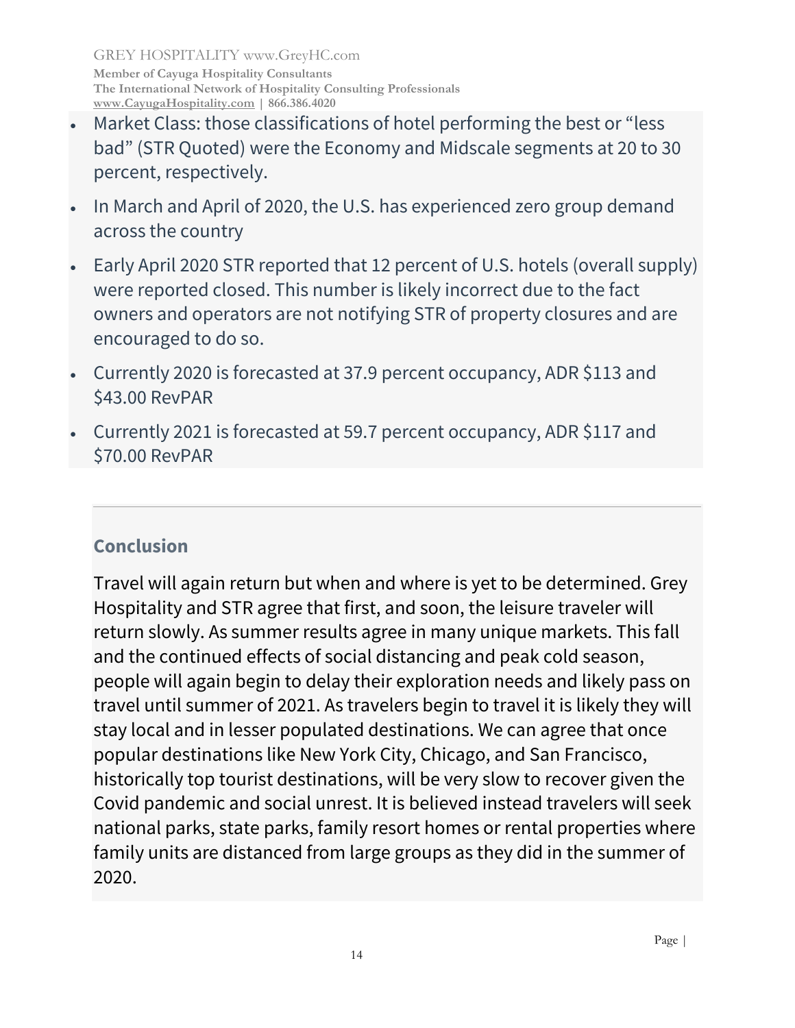- Market Class: those classifications of hotel performing the best or "less bad" (STR Quoted) were the Economy and Midscale segments at 20 to 30 percent, respectively.
- In March and April of 2020, the U.S. has experienced zero group demand across the country
- Early April 2020 STR reported that 12 percent of U.S. hotels (overall supply) were reported closed. This number is likely incorrect due to the fact owners and operators are not notifying STR of property closures and are encouraged to do so.
- Currently 2020 is forecasted at 37.9 percent occupancy, ADR $113 and $43.00 RevPAR
- Currently 2021 is forecasted at 59.7 percent occupancy, ADR $117 and $70.00 RevPAR

---

## Conclusion

Travel will again return but when and where is yet to be determined. Grey Hospitality and STR agree that first, and soon, the leisure traveler will return slowly. As summer results agree in many unique markets. This fall and the continued effects of social distancing and peak cold season, people will again begin to delay their exploration needs and likely pass on travel until summer of 2021. As travelers begin to travel it is likely they will stay local and in lesser populated destinations. We can agree that once popular destinations like New York City, Chicago, and San Francisco, historically top tourist destinations, will be very slow to recover given the Covid pandemic and social unrest. It is believed instead travelers will seek national parks, state parks, family resort homes or rental properties where family units are distanced from large groups as they did in the summer of 2020.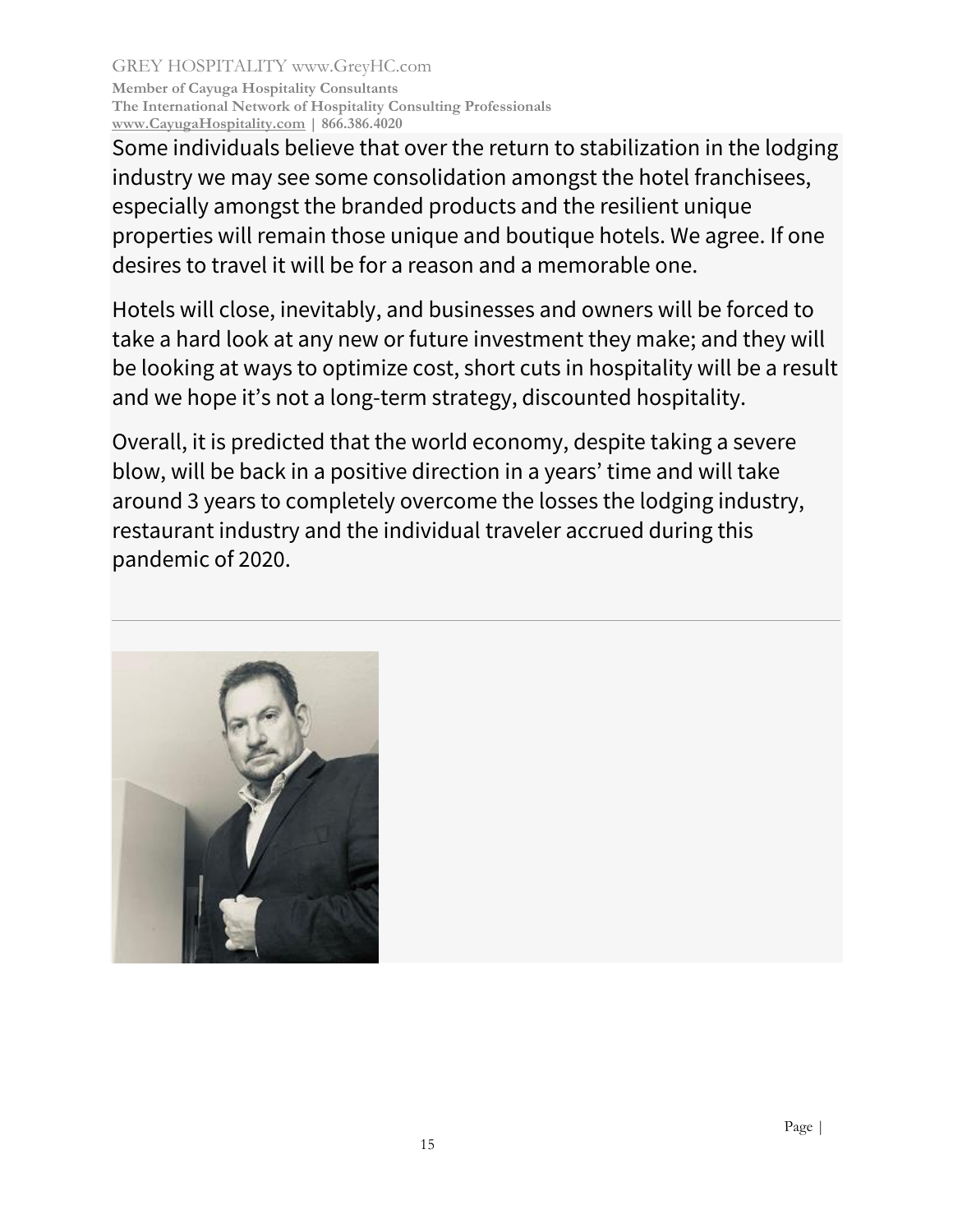Some individuals believe that over the return to stabilization in the lodging industry we may see some consolidation amongst the hotel franchisees, especially amongst the branded products and the resilient unique properties will remain those unique and boutique hotels. We agree. If one desires to travel it will be for a reason and a memorable one.

Hotels will close, inevitably, and businesses and owners will be forced to take a hard look at any new or future investment they make; and they will be looking at ways to optimize cost, short cuts in hospitality will be a result and we hope it's not a long-term strategy, discounted hospitality.

Overall, it is predicted that the world economy, despite taking a severe blow, will be back in a positive direction in a years' time and will take around 3 years to completely overcome the losses the lodging industry, restaurant industry and the individual traveler accrued during this pandemic of 2020.

---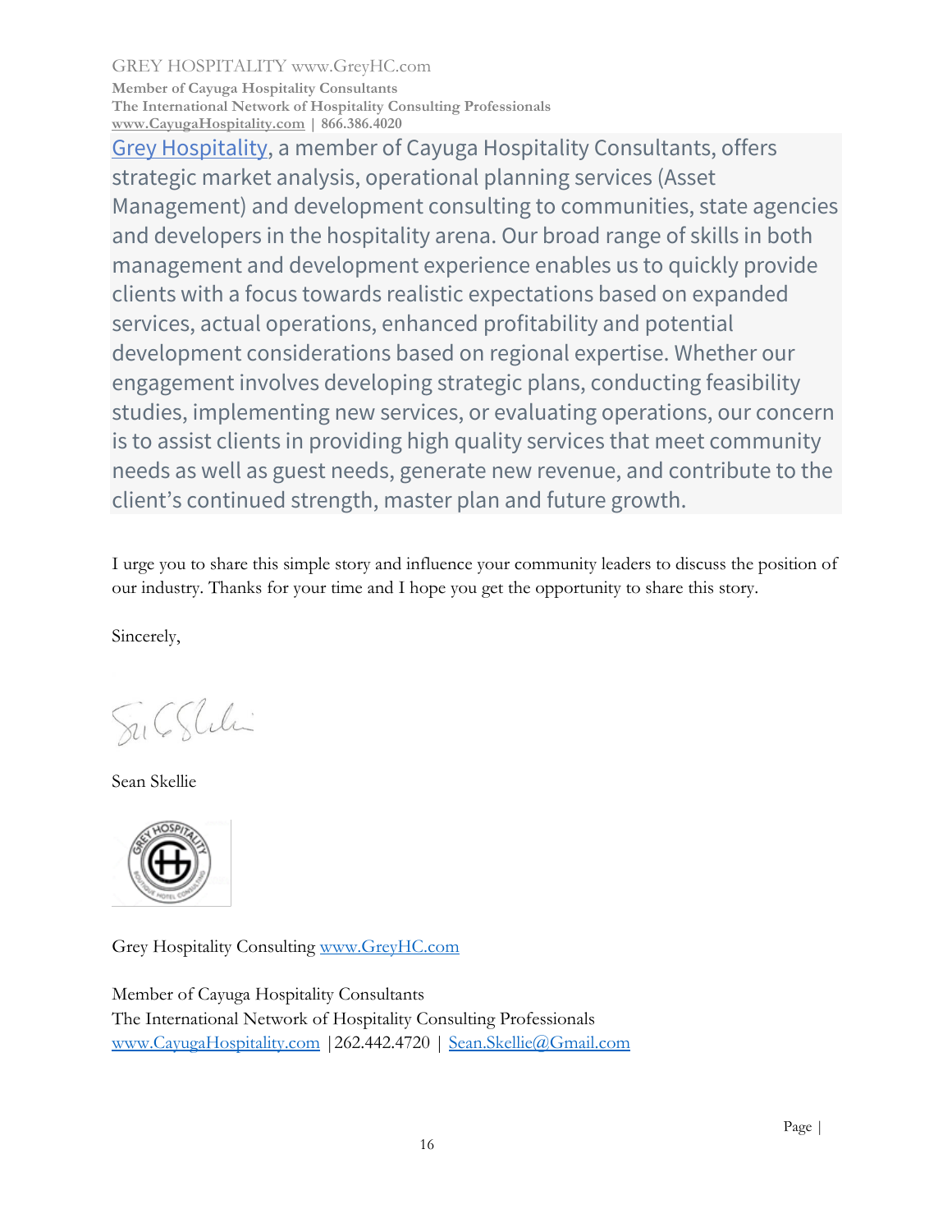Grey Hospitality, a member of Cayuga Hospitality Consultants, offers strategic market analysis, operational planning services (Asset Management) and development consulting to communities, state agencies and developers in the hospitality arena. Our broad range of skills in both management and development experience enables us to quickly provide clients with a focus towards realistic expectations based on expanded services, actual operations, enhanced profitability and potential development considerations based on regional expertise. Whether our engagement involves developing strategic plans, conducting feasibility studies, implementing new services, or evaluating operations, our concern is to assist clients in providing high quality services that meet community needs as well as guest needs, generate new revenue, and contribute to the client's continued strength, master plan and future growth.

I urge you to share this simple story and influence your community leaders to discuss the position of our industry. Thanks for your time and I hope you get the opportunity to share this story.

Sincerely,

Sean Skellie

Grey Hospitality Consulting www.GreyHC.com

Member of Cayuga Hospitality Consultants
The International Network of Hospitality Consulting Professionals
www.CayugaHospitality.com |262.442.4720 | Sean.Skellie@Gmail.com